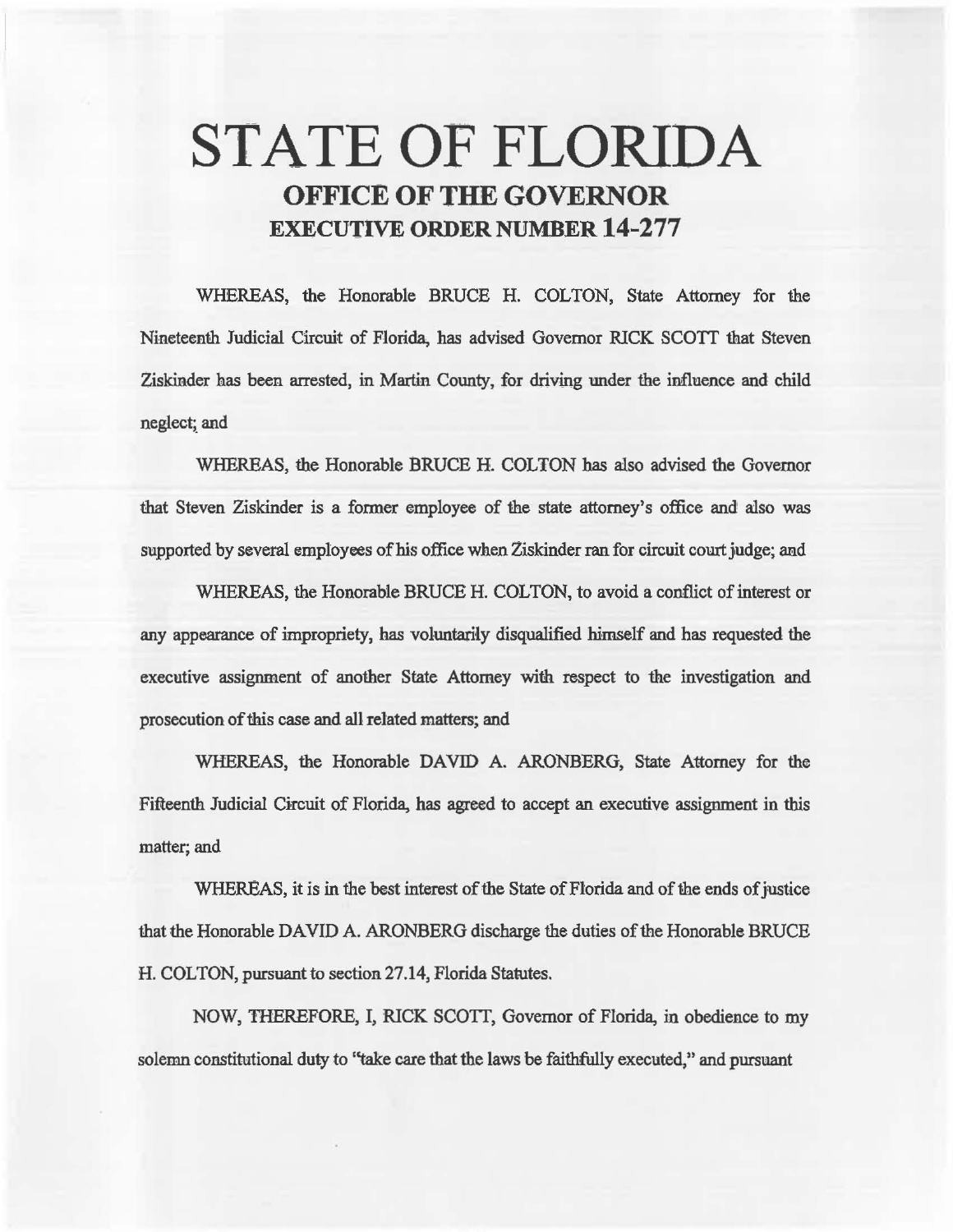# STATE OF FLORIDA
## OFFICE OF THE GOVERNOR
## EXECUTIVE ORDER NUMBER 14-277

WHEREAS, the Honorable BRUCE H. COLTON, State Attorney for the Nineteenth Judicial Circuit of Florida, has advised Governor RICK SCOTT that Steven Ziskinder has been arrested, in Martin County, for driving under the influence and child neglect; and

WHEREAS, the Honorable BRUCE H. COLTON has also advised the Governor that Steven Ziskinder is a former employee of the state attorney's office and also was supported by several employees of his office when Ziskinder ran for circuit court judge; and

WHEREAS, the Honorable BRUCE H. COLTON, to avoid a conflict of interest or any appearance of impropriety, has voluntarily disqualified himself and has requested the executive assignment of another State Attorney with respect to the investigation and prosecution of this case and all related matters; and

WHEREAS, the Honorable DAVID A. ARONBERG, State Attorney for the Fifteenth Judicial Circuit of Florida, has agreed to accept an executive assignment in this matter; and

WHEREAS, it is in the best interest of the State of Florida and of the ends of justice that the Honorable DAVID A. ARONBERG discharge the duties of the Honorable BRUCE H. COLTON, pursuant to section 27.14, Florida Statutes.

NOW, THEREFORE, I, RICK SCOTT, Governor of Florida, in obedience to my solemn constitutional duty to "take care that the laws be faithfully executed," and pursuant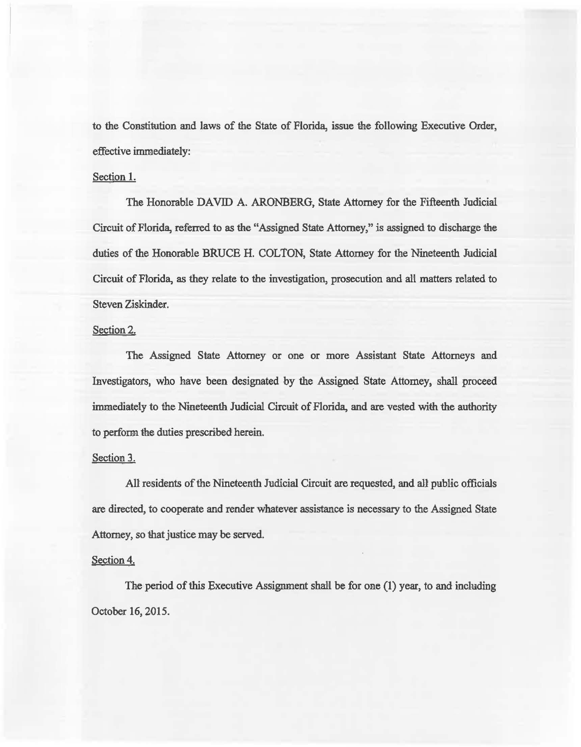to the Constitution and laws of the State of Florida, issue the following Executive Order, effective immediately:

Section 1.

The Honorable DAVID A. ARONBERG, State Attorney for the Fifteenth Judicial Circuit of Florida, referred to as the "Assigned State Attorney," is assigned to discharge the duties of the Honorable BRUCE H. COLTON, State Attorney for the Nineteenth Judicial Circuit of Florida, as they relate to the investigation, prosecution and all matters related to Steven Ziskinder.

Section 2.

The Assigned State Attorney or one or more Assistant State Attorneys and Investigators, who have been designated by the Assigned State Attorney, shall proceed immediately to the Nineteenth Judicial Circuit of Florida, and are vested with the authority to perform the duties prescribed herein.

Section 3.

All residents of the Nineteenth Judicial Circuit are requested, and all public officials are directed, to cooperate and render whatever assistance is necessary to the Assigned State Attorney, so that justice may be served.

Section 4.

The period of this Executive Assignment shall be for one (1) year, to and including October 16, 2015.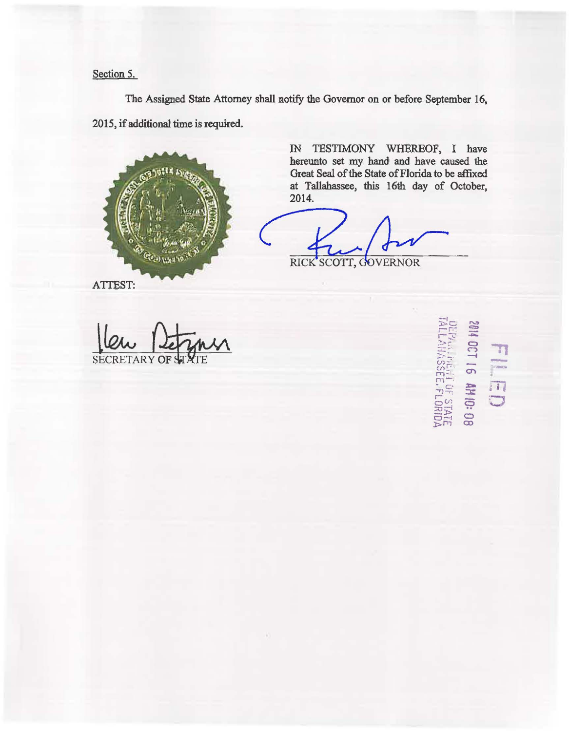Section 5.

The Assigned State Attorney shall notify the Governor on or before September 16, 2015, if additional time is required.

IN TESTIMONY WHEREOF, I have hereunto set my hand and have caused the Great Seal of the State of Florida to be affixed at Tallahassee, this 16th day of October, 2014.

RICK SCOTT, GOVERNOR

ATTEST:

SECRETARY OF STATE

FILED

2014 OCT 16 AM 10:08

DEPARTMENT OF STATE
TALLAHASSEE, FLORIDA